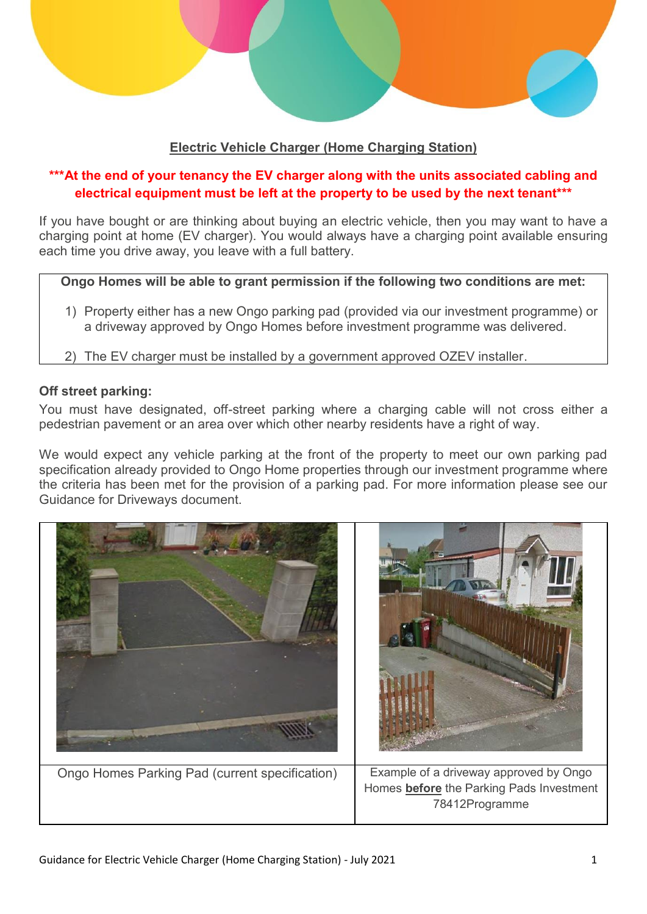# Electric Vehicle Charger (Home Charging Station)

**\*\*\*At the end of your tenancy the EV charger along with the units associated cabling and electrical equipment must be left at the property to be used by the next tenant\*\*\***

If you have bought or are thinking about buying an electric vehicle, then you may want to have a charging point at home (EV charger). You would always have a charging point available ensuring each time you drive away, you leave with a full battery.

**Ongo Homes will be able to grant permission if the following two conditions are met:**

1) Property either has a new Ongo parking pad (provided via our investment programme) or a driveway approved by Ongo Homes before investment programme was delivered.
2) The EV charger must be installed by a government approved OZEV installer.

**Off street parking:**

You must have designated, off-street parking where a charging cable will not cross either a pedestrian pavement or an area over which other nearby residents have a right of way.

We would expect any vehicle parking at the front of the property to meet our own parking pad specification already provided to Ongo Home properties through our investment programme where the criteria has been met for the provision of a parking pad. For more information please see our Guidance for Driveways document.

| Ongo Homes Parking Pad (current specification) | Example of a driveway approved by Ongo Homes **before** the Parking Pads Investment 78412Programme |
| --- | --- |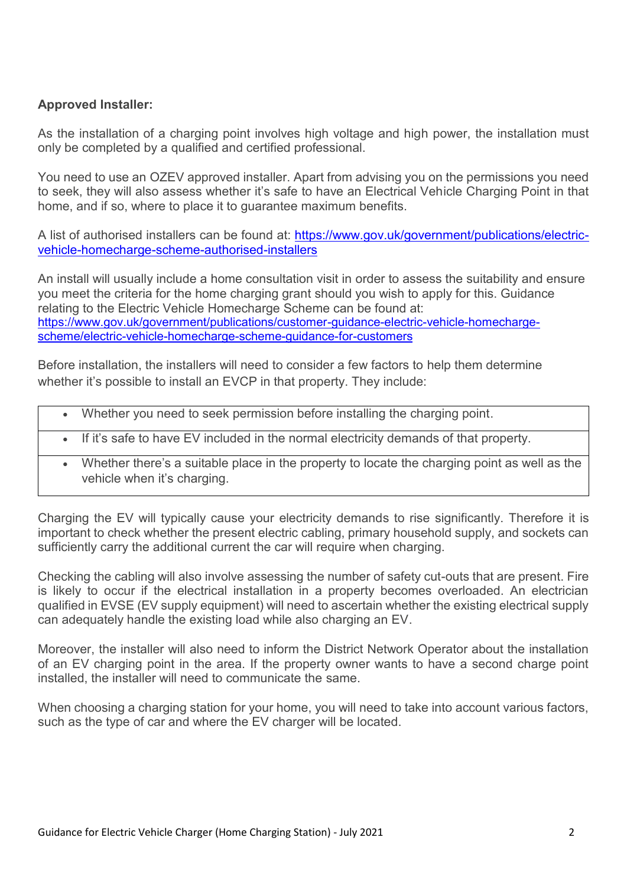**Approved Installer:**

As the installation of a charging point involves high voltage and high power, the installation must only be completed by a qualified and certified professional.

You need to use an OZEV approved installer. Apart from advising you on the permissions you need to seek, they will also assess whether it's safe to have an Electrical Vehicle Charging Point in that home, and if so, where to place it to guarantee maximum benefits.

A list of authorised installers can be found at: [https://www.gov.uk/government/publications/electric-vehicle-homecharge-scheme-authorised-installers](https://www.gov.uk/government/publications/electric-vehicle-homecharge-scheme-authorised-installers)

An install will usually include a home consultation visit in order to assess the suitability and ensure you meet the criteria for the home charging grant should you wish to apply for this. Guidance relating to the Electric Vehicle Homecharge Scheme can be found at: [https://www.gov.uk/government/publications/customer-guidance-electric-vehicle-homecharge-scheme/electric-vehicle-homecharge-scheme-guidance-for-customers](https://www.gov.uk/government/publications/customer-guidance-electric-vehicle-homecharge-scheme/electric-vehicle-homecharge-scheme-guidance-for-customers)

Before installation, the installers will need to consider a few factors to help them determine whether it's possible to install an EVCP in that property. They include:

- Whether you need to seek permission before installing the charging point.
- If it's safe to have EV included in the normal electricity demands of that property.
- Whether there's a suitable place in the property to locate the charging point as well as the vehicle when it's charging.

Charging the EV will typically cause your electricity demands to rise significantly. Therefore it is important to check whether the present electric cabling, primary household supply, and sockets can sufficiently carry the additional current the car will require when charging.

Checking the cabling will also involve assessing the number of safety cut-outs that are present. Fire is likely to occur if the electrical installation in a property becomes overloaded. An electrician qualified in EVSE (EV supply equipment) will need to ascertain whether the existing electrical supply can adequately handle the existing load while also charging an EV.

Moreover, the installer will also need to inform the District Network Operator about the installation of an EV charging point in the area. If the property owner wants to have a second charge point installed, the installer will need to communicate the same.

When choosing a charging station for your home, you will need to take into account various factors, such as the type of car and where the EV charger will be located.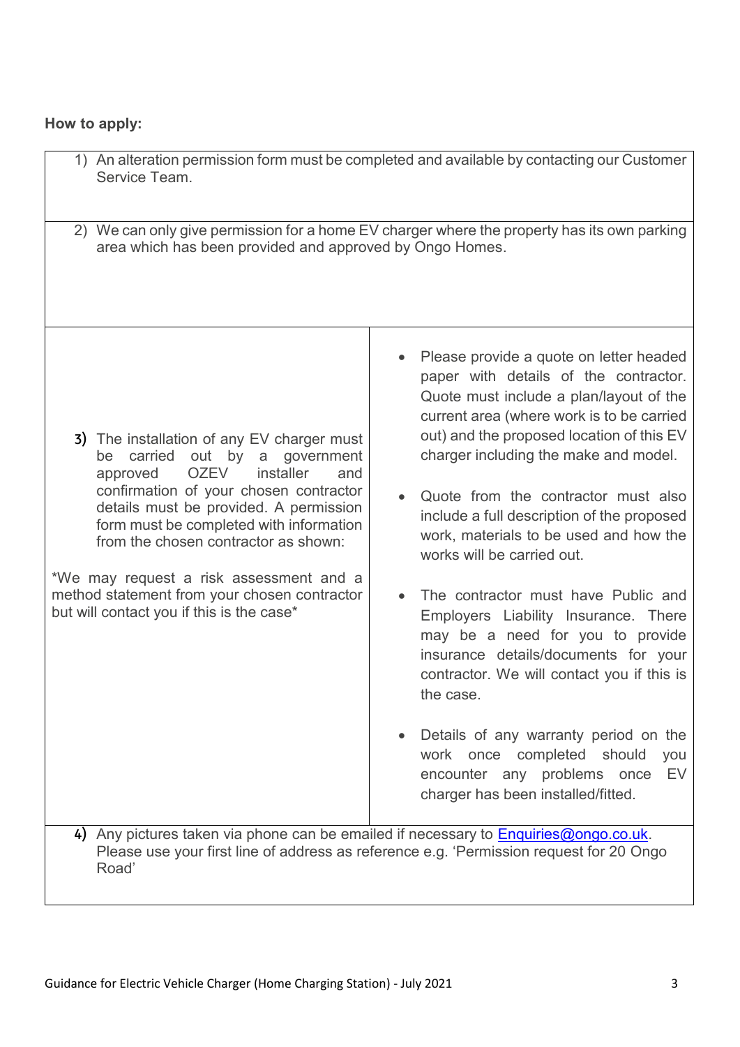**How to apply:**

1) An alteration permission form must be completed and available by contacting our Customer Service Team.

2) We can only give permission for a home EV charger where the property has its own parking area which has been provided and approved by Ongo Homes.

3) The installation of any EV charger must be carried out by a government approved OZEV installer and confirmation of your chosen contractor details must be provided. A permission form must be completed with information from the chosen contractor as shown:

   - Please provide a quote on letter headed paper with details of the contractor. Quote must include a plan/layout of the current area (where work is to be carried out) and the proposed location of this EV charger including the make and model.
   - Quote from the contractor must also include a full description of the proposed work, materials to be used and how the works will be carried out.
   - The contractor must have Public and Employers Liability Insurance. There may be a need for you to provide insurance details/documents for your contractor. We will contact you if this is the case.
   - Details of any warranty period on the work once completed should you encounter any problems once EV charger has been installed/fitted.

*We may request a risk assessment and a method statement from your chosen contractor but will contact you if this is the case*

4) Any pictures taken via phone can be emailed if necessary to Enquiries@ongo.co.uk. Please use your first line of address as reference e.g. 'Permission request for 20 Ongo Road'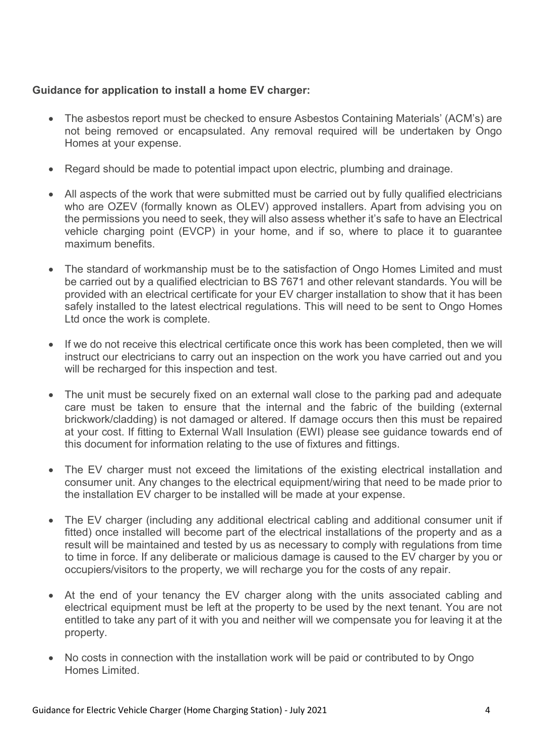**Guidance for application to install a home EV charger:**

- The asbestos report must be checked to ensure Asbestos Containing Materials' (ACM's) are not being removed or encapsulated. Any removal required will be undertaken by Ongo Homes at your expense.
- Regard should be made to potential impact upon electric, plumbing and drainage.
- All aspects of the work that were submitted must be carried out by fully qualified electricians who are OZEV (formally known as OLEV) approved installers. Apart from advising you on the permissions you need to seek, they will also assess whether it's safe to have an Electrical vehicle charging point (EVCP) in your home, and if so, where to place it to guarantee maximum benefits.
- The standard of workmanship must be to the satisfaction of Ongo Homes Limited and must be carried out by a qualified electrician to BS 7671 and other relevant standards. You will be provided with an electrical certificate for your EV charger installation to show that it has been safely installed to the latest electrical regulations. This will need to be sent to Ongo Homes Ltd once the work is complete.
- If we do not receive this electrical certificate once this work has been completed, then we will instruct our electricians to carry out an inspection on the work you have carried out and you will be recharged for this inspection and test.
- The unit must be securely fixed on an external wall close to the parking pad and adequate care must be taken to ensure that the internal and the fabric of the building (external brickwork/cladding) is not damaged or altered. If damage occurs then this must be repaired at your cost. If fitting to External Wall Insulation (EWI) please see guidance towards end of this document for information relating to the use of fixtures and fittings.
- The EV charger must not exceed the limitations of the existing electrical installation and consumer unit. Any changes to the electrical equipment/wiring that need to be made prior to the installation EV charger to be installed will be made at your expense.
- The EV charger (including any additional electrical cabling and additional consumer unit if fitted) once installed will become part of the electrical installations of the property and as a result will be maintained and tested by us as necessary to comply with regulations from time to time in force. If any deliberate or malicious damage is caused to the EV charger by you or occupiers/visitors to the property, we will recharge you for the costs of any repair.
- At the end of your tenancy the EV charger along with the units associated cabling and electrical equipment must be left at the property to be used by the next tenant. You are not entitled to take any part of it with you and neither will we compensate you for leaving it at the property.
- No costs in connection with the installation work will be paid or contributed to by Ongo Homes Limited.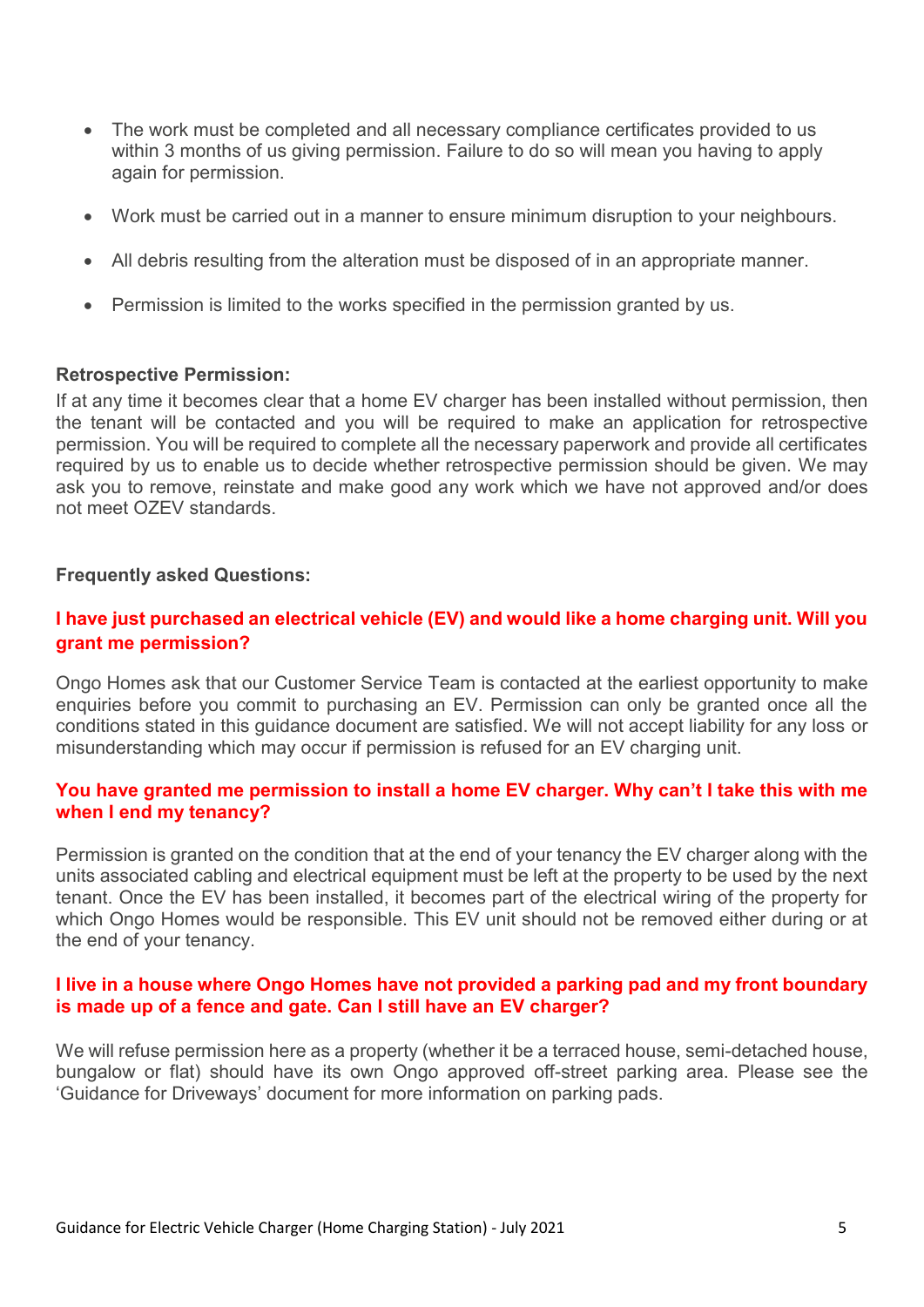- The work must be completed and all necessary compliance certificates provided to us within 3 months of us giving permission. Failure to do so will mean you having to apply again for permission.
- Work must be carried out in a manner to ensure minimum disruption to your neighbours.
- All debris resulting from the alteration must be disposed of in an appropriate manner.
- Permission is limited to the works specified in the permission granted by us.

**Retrospective Permission:**

If at any time it becomes clear that a home EV charger has been installed without permission, then the tenant will be contacted and you will be required to make an application for retrospective permission. You will be required to complete all the necessary paperwork and provide all certificates required by us to enable us to decide whether retrospective permission should be given. We may ask you to remove, reinstate and make good any work which we have not approved and/or does not meet OZEV standards.

**Frequently asked Questions:**

**I have just purchased an electrical vehicle (EV) and would like a home charging unit. Will you grant me permission?**

Ongo Homes ask that our Customer Service Team is contacted at the earliest opportunity to make enquiries before you commit to purchasing an EV. Permission can only be granted once all the conditions stated in this guidance document are satisfied. We will not accept liability for any loss or misunderstanding which may occur if permission is refused for an EV charging unit.

**You have granted me permission to install a home EV charger. Why can't I take this with me when I end my tenancy?**

Permission is granted on the condition that at the end of your tenancy the EV charger along with the units associated cabling and electrical equipment must be left at the property to be used by the next tenant. Once the EV has been installed, it becomes part of the electrical wiring of the property for which Ongo Homes would be responsible. This EV unit should not be removed either during or at the end of your tenancy.

**I live in a house where Ongo Homes have not provided a parking pad and my front boundary is made up of a fence and gate. Can I still have an EV charger?**

We will refuse permission here as a property (whether it be a terraced house, semi-detached house, bungalow or flat) should have its own Ongo approved off-street parking area. Please see the 'Guidance for Driveways' document for more information on parking pads.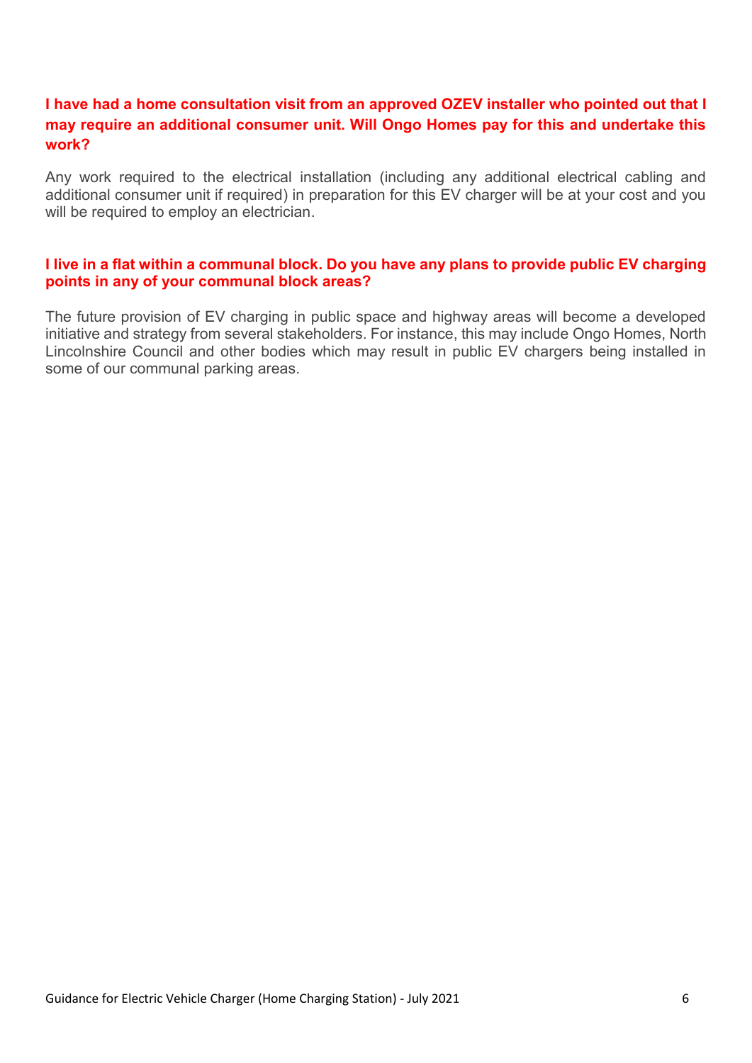**I have had a home consultation visit from an approved OZEV installer who pointed out that I may require an additional consumer unit. Will Ongo Homes pay for this and undertake this work?**

Any work required to the electrical installation (including any additional electrical cabling and additional consumer unit if required) in preparation for this EV charger will be at your cost and you will be required to employ an electrician.

**I live in a flat within a communal block. Do you have any plans to provide public EV charging points in any of your communal block areas?**

The future provision of EV charging in public space and highway areas will become a developed initiative and strategy from several stakeholders. For instance, this may include Ongo Homes, North Lincolnshire Council and other bodies which may result in public EV chargers being installed in some of our communal parking areas.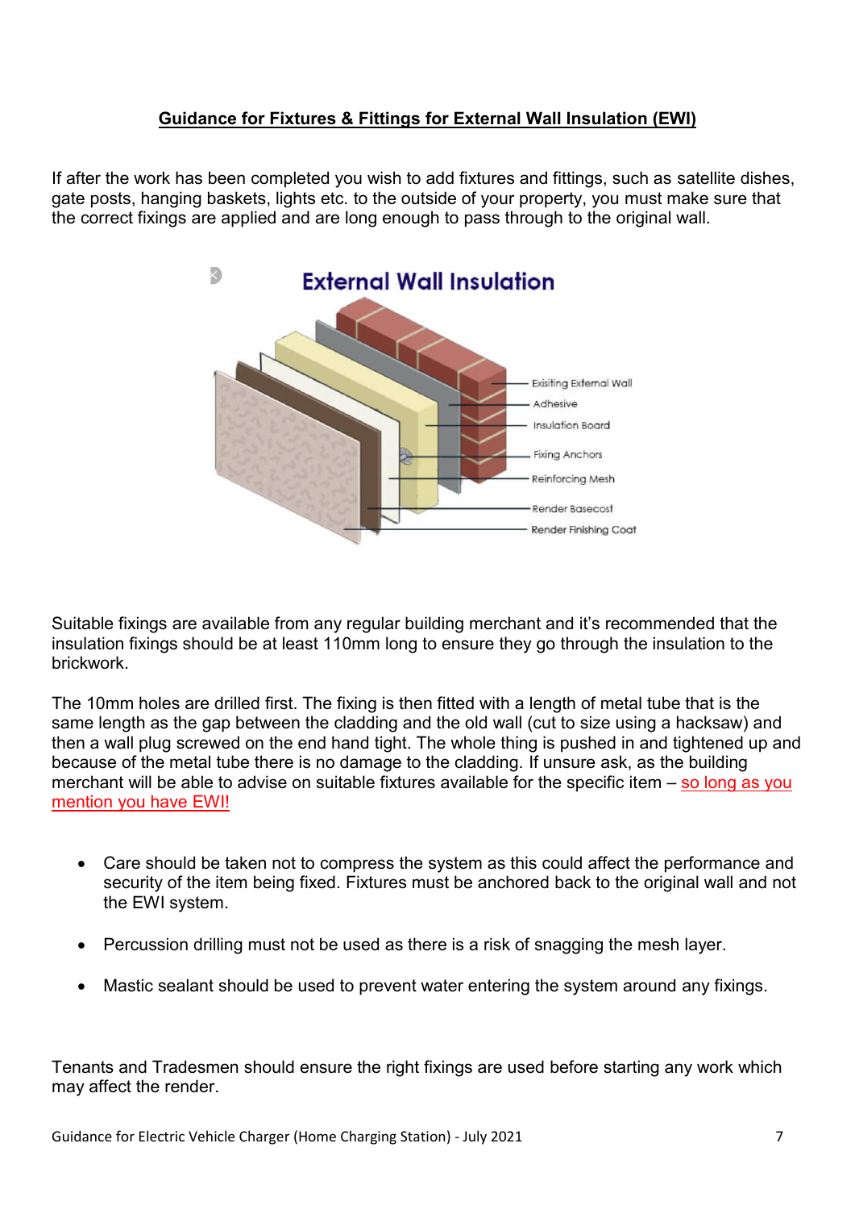## Guidance for Fixtures & Fittings for External Wall Insulation (EWI)

If after the work has been completed you wish to add fixtures and fittings, such as satellite dishes, gate posts, hanging baskets, lights etc. to the outside of your property, you must make sure that the correct fixings are applied and are long enough to pass through to the original wall.

External Wall Insulation

Exisiting External Wall
Adhesive
Insulation Board
Fixing Anchors
Reinforcing Mesh
Render Basecost
Render Finishing Coat

Suitable fixings are available from any regular building merchant and it's recommended that the insulation fixings should be at least 110mm long to ensure they go through the insulation to the brickwork.

The 10mm holes are drilled first. The fixing is then fitted with a length of metal tube that is the same length as the gap between the cladding and the old wall (cut to size using a hacksaw) and then a wall plug screwed on the end hand tight. The whole thing is pushed in and tightened up and because of the metal tube there is no damage to the cladding. If unsure ask, as the building merchant will be able to advise on suitable fixtures available for the specific item – so long as you mention you have EWI!

- Care should be taken not to compress the system as this could affect the performance and security of the item being fixed. Fixtures must be anchored back to the original wall and not the EWI system.
- Percussion drilling must not be used as there is a risk of snagging the mesh layer.
- Mastic sealant should be used to prevent water entering the system around any fixings.

Tenants and Tradesmen should ensure the right fixings are used before starting any work which may affect the render.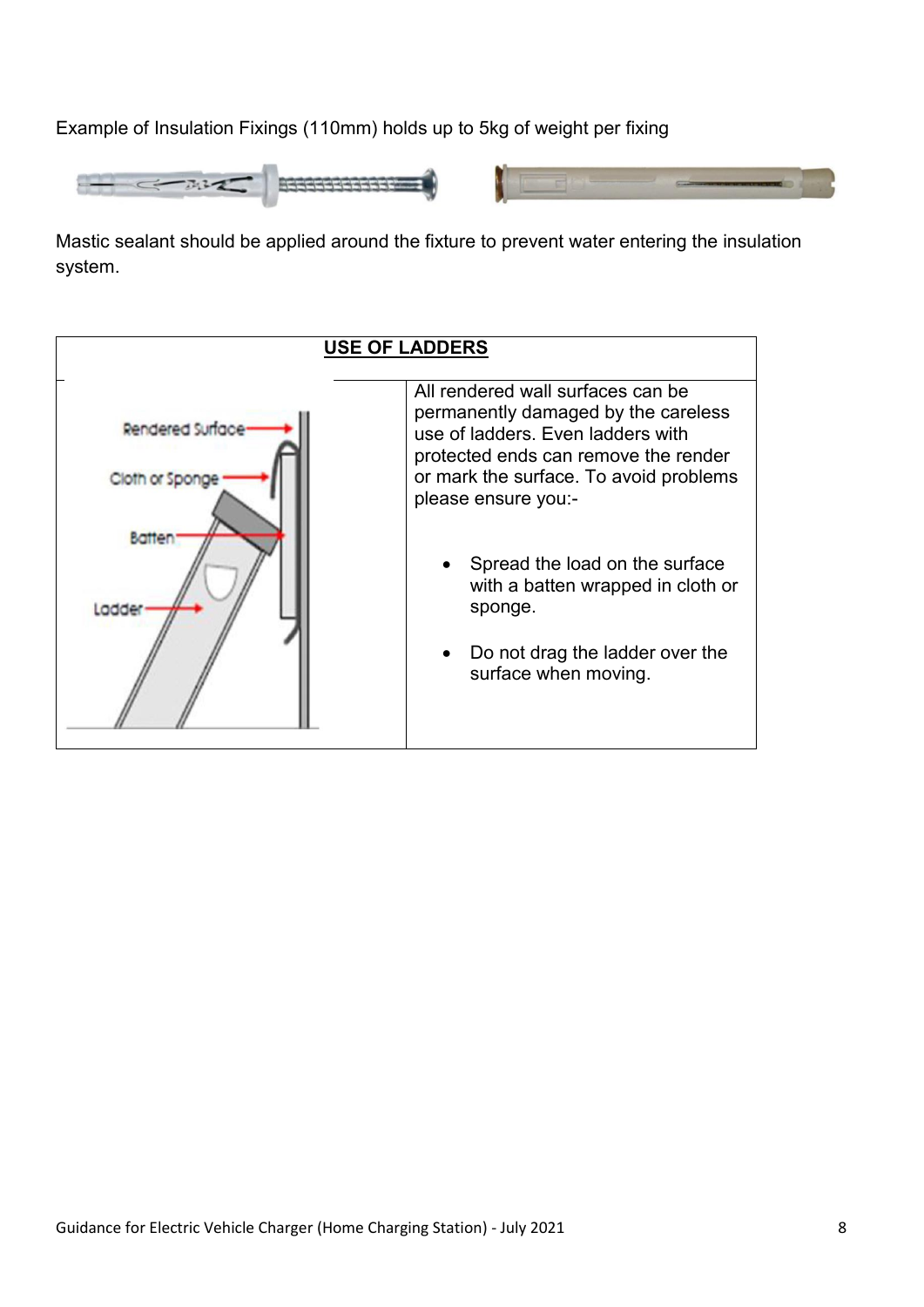Example of Insulation Fixings (110mm) holds up to 5kg of weight per fixing

Mastic sealant should be applied around the fixture to prevent water entering the insulation system.

| USE OF LADDERS | |
|---|---|
| Rendered Surface<br>Cloth or Sponge<br>Batten<br>Ladder | All rendered wall surfaces can be permanently damaged by the careless use of ladders. Even ladders with protected ends can remove the render or mark the surface. To avoid problems please ensure you:-<br><br>• Spread the load on the surface with a batten wrapped in cloth or sponge.<br><br>• Do not drag the ladder over the surface when moving. |